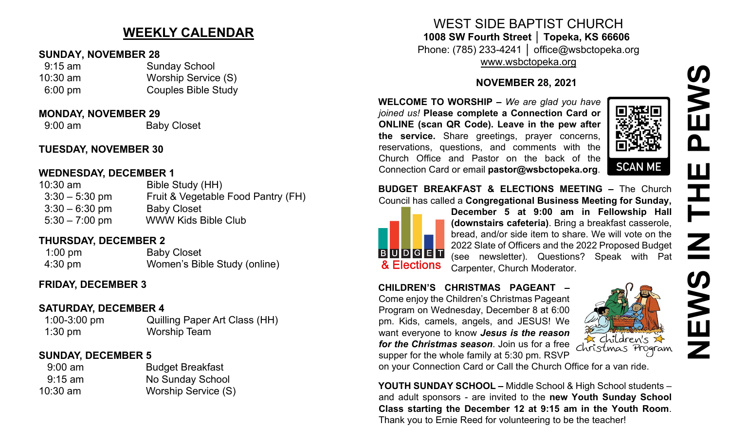## WEEKLY CALENDAR

**SUNDAY, NOVEMBER 28**

| | |
|---|---|
| 9:15 am | Sunday School |
| 10:30 am | Worship Service (S) |
| 6:00 pm | Couples Bible Study |

**MONDAY, NOVEMBER 29**

| | |
|---|---|
| 9:00 am | Baby Closet |

**TUESDAY, NOVEMBER 30**

**WEDNESDAY, DECEMBER 1**

| | |
|---|---|
| 10:30 am | Bible Study (HH) |
| 3:30 – 5:30 pm | Fruit & Vegetable Food Pantry (FH) |
| 3:30 – 6:30 pm | Baby Closet |
| 5:30 – 7:00 pm | WWW Kids Bible Club |

**THURSDAY, DECEMBER 2**

| | |
|---|---|
| 1:00 pm | Baby Closet |
| 4:30 pm | Women's Bible Study (online) |

**FRIDAY, DECEMBER 3**

**SATURDAY, DECEMBER 4**

| | |
|---|---|
| 1:00-3:00 pm | Quilling Paper Art Class (HH) |
| 1:30 pm | Worship Team |

**SUNDAY, DECEMBER 5**

| | |
|---|---|
| 9:00 am | Budget Breakfast |
| 9:15 am | No Sunday School |
| 10:30 am | Worship Service (S) |

# WEST SIDE BAPTIST CHURCH

**1008 SW Fourth Street │ Topeka, KS 66606**
Phone: (785) 233-4241 │ office@wsbctopeka.org
www.wsbctopeka.org

**NOVEMBER 28, 2021**

# NEWS IN THE PEWS

**WELCOME TO WORSHIP –** *We are glad you have joined us!* **Please complete a Connection Card or ONLINE (scan QR Code). Leave in the pew after the service.** Share greetings, prayer concerns, reservations, questions, and comments with the Church Office and Pastor on the back of the Connection Card or email **pastor@wsbctopeka.org**.

SCAN ME

**BUDGET BREAKFAST & ELECTIONS MEETING –** The Church Council has called a **Congregational Business Meeting for Sunday, December 5 at 9:00 am in Fellowship Hall (downstairs cafeteria)**. Bring a breakfast casserole, bread, and/or side item to share. We will vote on the 2022 Slate of Officers and the 2022 Proposed Budget (see newsletter). Questions? Speak with Pat Carpenter, Church Moderator.

**CHILDREN'S CHRISTMAS PAGEANT –** Come enjoy the Children's Christmas Pageant Program on Wednesday, December 8 at 6:00 pm. Kids, camels, angels, and JESUS! We want everyone to know ***Jesus is the reason for the Christmas season***. Join us for a free supper for the whole family at 5:30 pm. RSVP on your Connection Card or Call the Church Office for a van ride.

**YOUTH SUNDAY SCHOOL –** Middle School & High School students – and adult sponsors - are invited to the **new Youth Sunday School Class starting the December 12 at 9:15 am in the Youth Room**. Thank you to Ernie Reed for volunteering to be the teacher!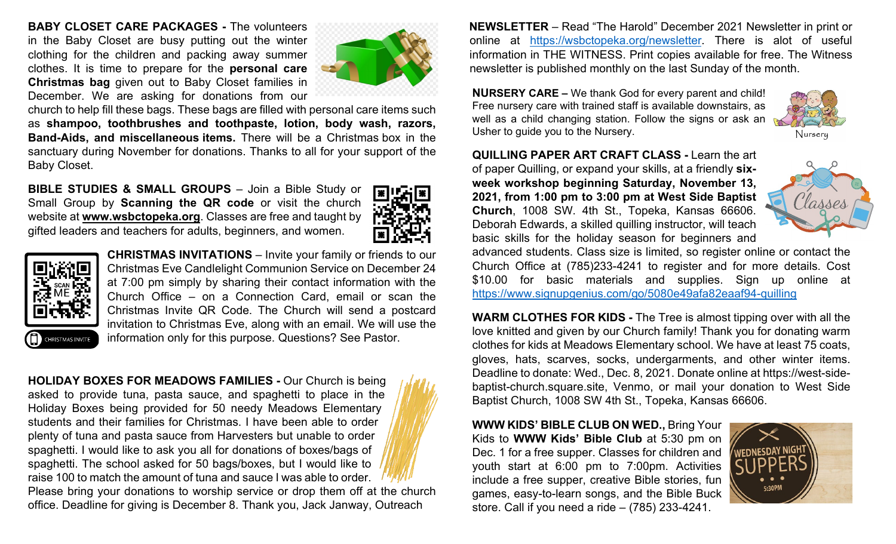**BABY CLOSET CARE PACKAGES -** The volunteers in the Baby Closet are busy putting out the winter clothing for the children and packing away summer clothes. It is time to prepare for the **personal care Christmas bag** given out to Baby Closet families in December. We are asking for donations from our church to help fill these bags. These bags are filled with personal care items such as **shampoo, toothbrushes and toothpaste, lotion, body wash, razors, Band-Aids, and miscellaneous items.** There will be a Christmas box in the sanctuary during November for donations. Thanks to all for your support of the Baby Closet.

**BIBLE STUDIES & SMALL GROUPS** – Join a Bible Study or Small Group by **Scanning the QR code** or visit the church website at **www.wsbctopeka.org**. Classes are free and taught by gifted leaders and teachers for adults, beginners, and women.

**CHRISTMAS INVITATIONS** – Invite your family or friends to our Christmas Eve Candlelight Communion Service on December 24 at 7:00 pm simply by sharing their contact information with the Church Office – on a Connection Card, email or scan the Christmas Invite QR Code. The Church will send a postcard invitation to Christmas Eve, along with an email. We will use the information only for this purpose. Questions? See Pastor.

SCAN ME

CHRISTMAS INVITE

**HOLIDAY BOXES FOR MEADOWS FAMILIES -** Our Church is being asked to provide tuna, pasta sauce, and spaghetti to place in the Holiday Boxes being provided for 50 needy Meadows Elementary students and their families for Christmas. I have been able to order plenty of tuna and pasta sauce from Harvesters but unable to order spaghetti. I would like to ask you all for donations of boxes/bags of spaghetti. The school asked for 50 bags/boxes, but I would like to raise 100 to match the amount of tuna and sauce I was able to order. Please bring your donations to worship service or drop them off at the church office. Deadline for giving is December 8. Thank you, Jack Janway, Outreach

**NEWSLETTER** – Read "The Harold" December 2021 Newsletter in print or online at https://wsbctopeka.org/newsletter. There is alot of useful information in THE WITNESS. Print copies available for free. The Witness newsletter is published monthly on the last Sunday of the month.

**NURSERY CARE –** We thank God for every parent and child! Free nursery care with trained staff is available downstairs, as well as a child changing station. Follow the signs or ask an Usher to guide you to the Nursery.

**QUILLING PAPER ART CRAFT CLASS -** Learn the art of paper Quilling, or expand your skills, at a friendly **six-week workshop beginning Saturday, November 13, 2021, from 1:00 pm to 3:00 pm at West Side Baptist Church**, 1008 SW. 4th St., Topeka, Kansas 66606. Deborah Edwards, a skilled quilling instructor, will teach basic skills for the holiday season for beginners and advanced students. Class size is limited, so register online or contact the Church Office at (785)233-4241 to register and for more details. Cost $10.00 for basic materials and supplies. Sign up online at https://www.signupgenius.com/go/5080e49afa82eaaf94-quilling

**WARM CLOTHES FOR KIDS -** The Tree is almost tipping over with all the love knitted and given by our Church family! Thank you for donating warm clothes for kids at Meadows Elementary school. We have at least 75 coats, gloves, hats, scarves, socks, undergarments, and other winter items. Deadline to donate: Wed., Dec. 8, 2021. Donate online at https://west-side-baptist-church.square.site, Venmo, or mail your donation to West Side Baptist Church, 1008 SW 4th St., Topeka, Kansas 66606.

**WWW KIDS' BIBLE CLUB ON WED.,** Bring Your Kids to **WWW Kids' Bible Club** at 5:30 pm on Dec. 1 for a free supper. Classes for children and youth start at 6:00 pm to 7:00pm. Activities include a free supper, creative Bible stories, fun games, easy-to-learn songs, and the Bible Buck store. Call if you need a ride – (785) 233-4241.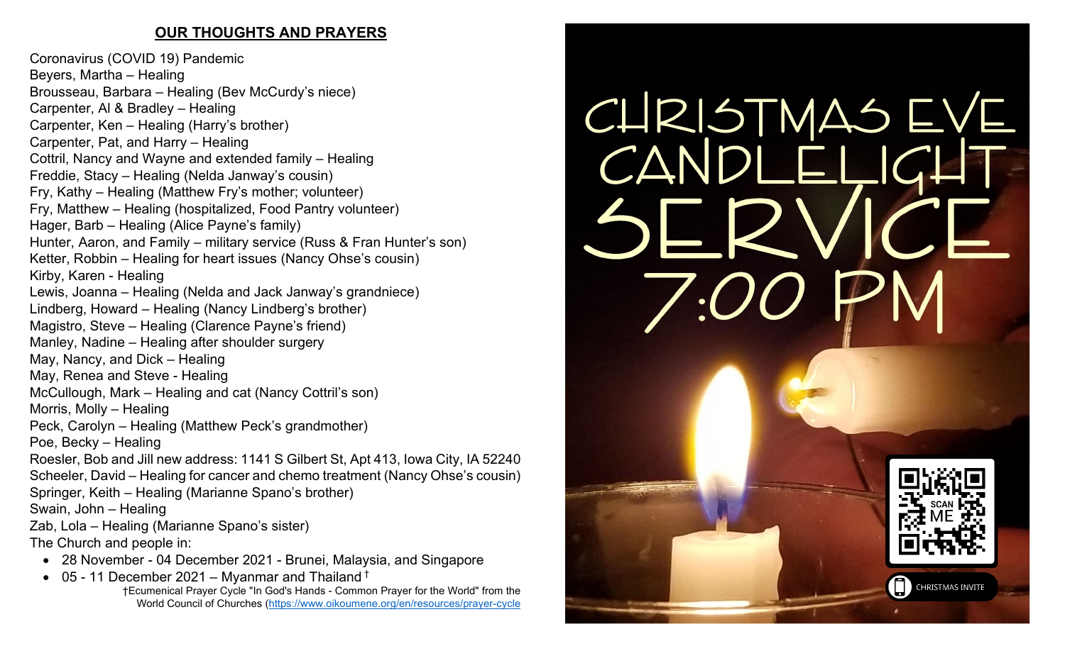## OUR THOUGHTS AND PRAYERS

Coronavirus (COVID 19) Pandemic
Beyers, Martha – Healing
Brousseau, Barbara – Healing (Bev McCurdy's niece)
Carpenter, Al & Bradley – Healing
Carpenter, Ken – Healing (Harry's brother)
Carpenter, Pat, and Harry – Healing
Cottril, Nancy and Wayne and extended family – Healing
Freddie, Stacy – Healing (Nelda Janway's cousin)
Fry, Kathy – Healing (Matthew Fry's mother; volunteer)
Fry, Matthew – Healing (hospitalized, Food Pantry volunteer)
Hager, Barb – Healing (Alice Payne's family)
Hunter, Aaron, and Family – military service (Russ & Fran Hunter's son)
Ketter, Robbin – Healing for heart issues (Nancy Ohse's cousin)
Kirby, Karen - Healing
Lewis, Joanna – Healing (Nelda and Jack Janway's grandniece)
Lindberg, Howard – Healing (Nancy Lindberg's brother)
Magistro, Steve – Healing (Clarence Payne's friend)
Manley, Nadine – Healing after shoulder surgery
May, Nancy, and Dick – Healing
May, Renea and Steve - Healing
McCullough, Mark – Healing and cat (Nancy Cottril's son)
Morris, Molly – Healing
Peck, Carolyn – Healing (Matthew Peck's grandmother)
Poe, Becky – Healing
Roesler, Bob and Jill new address: 1141 S Gilbert St, Apt 413, Iowa City, IA 52240
Scheeler, David – Healing for cancer and chemo treatment (Nancy Ohse's cousin)
Springer, Keith – Healing (Marianne Spano's brother)
Swain, John – Healing
Zab, Lola – Healing (Marianne Spano's sister)
The Church and people in:

- 28 November - 04 December 2021 - Brunei, Malaysia, and Singapore
- 05 - 11 December 2021 – Myanmar and Thailand †

†Ecumenical Prayer Cycle "In God's Hands - Common Prayer for the World" from the World Council of Churches (https://www.oikoumene.org/en/resources/prayer-cycle

# CHRISTMAS EVE CANDLELIGHT SERVICE 7:00 PM

SCAN ME

CHRISTMAS INVITE